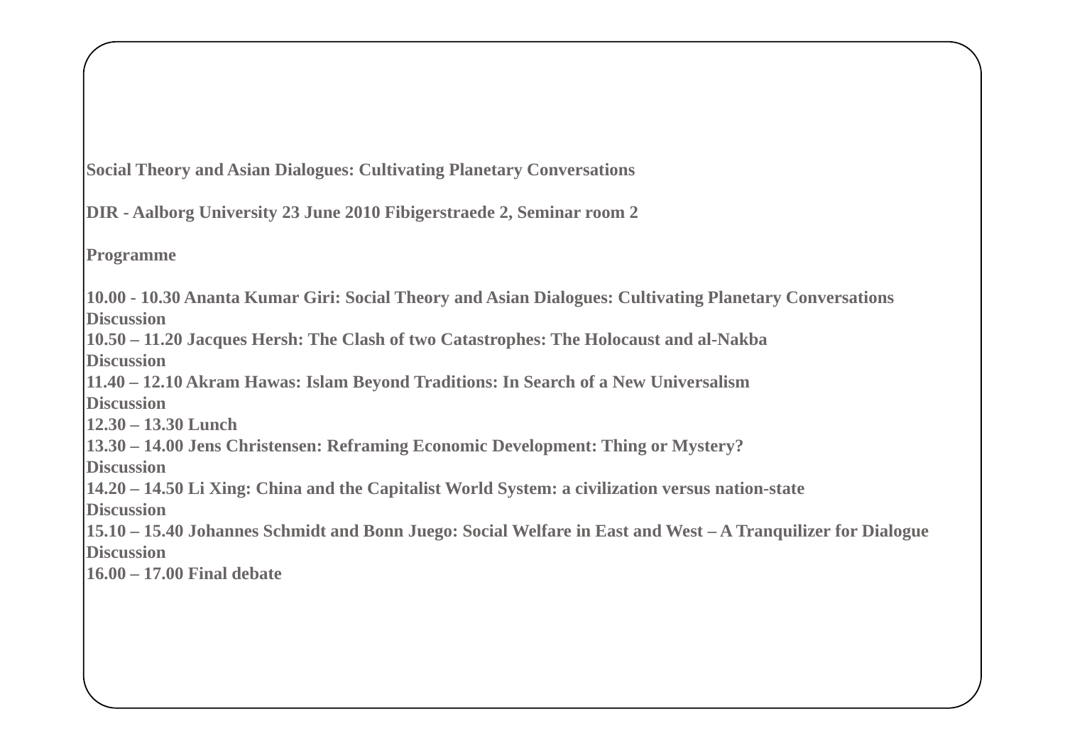**Social Theory and Asian Dialogues: Cultivating Planetary Conversations**

**DIR - Aalborg University 23 June 2010 Fibigerstraede 2, Seminar room 2**

**Programme**

**10.00 - 10.30 Ananta Kumar Giri: Social Theory and Asian Dialogues: Cultivating Planetary Conversations**
**Discussion**
**10.50 – 11.20 Jacques Hersh: The Clash of two Catastrophes: The Holocaust and al-Nakba**
**Discussion**
**11.40 – 12.10 Akram Hawas: Islam Beyond Traditions: In Search of a New Universalism**
**Discussion**
**12.30 – 13.30 Lunch**
**13.30 – 14.00 Jens Christensen: Reframing Economic Development: Thing or Mystery?**
**Discussion**
**14.20 – 14.50 Li Xing: China and the Capitalist World System: a civilization versus nation-state**
**Discussion**
**15.10 – 15.40 Johannes Schmidt and Bonn Juego: Social Welfare in East and West – A Tranquilizer for Dialogue**
**Discussion**
**16.00 – 17.00 Final debate**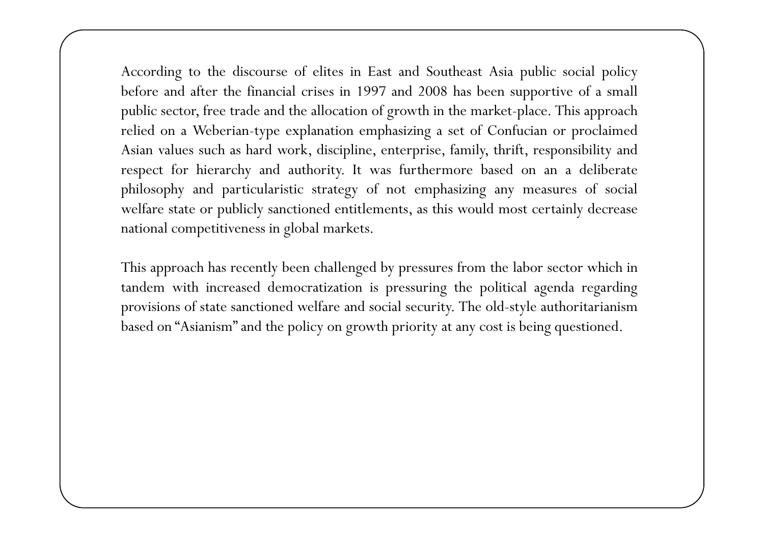According to the discourse of elites in East and Southeast Asia public social policy before and after the financial crises in 1997 and 2008 has been supportive of a small public sector, free trade and the allocation of growth in the market-place. This approach relied on a Weberian-type explanation emphasizing a set of Confucian or proclaimed Asian values such as hard work, discipline, enterprise, family, thrift, responsibility and respect for hierarchy and authority. It was furthermore based on an a deliberate philosophy and particularistic strategy of not emphasizing any measures of social welfare state or publicly sanctioned entitlements, as this would most certainly decrease national competitiveness in global markets.

This approach has recently been challenged by pressures from the labor sector which in tandem with increased democratization is pressuring the political agenda regarding provisions of state sanctioned welfare and social security. The old-style authoritarianism based on "Asianism" and the policy on growth priority at any cost is being questioned.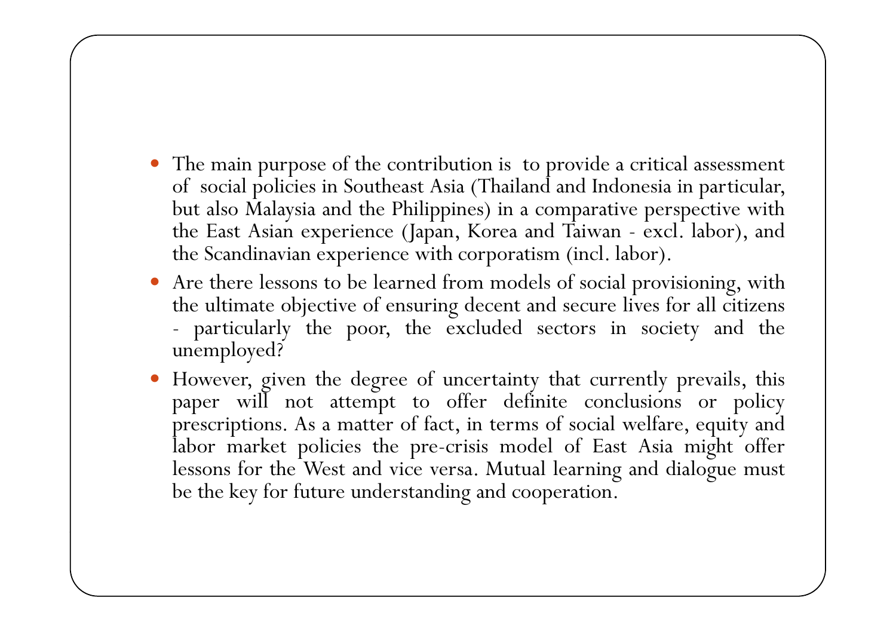- The main purpose of the contribution is to provide a critical assessment of social policies in Southeast Asia (Thailand and Indonesia in particular, but also Malaysia and the Philippines) in a comparative perspective with the East Asian experience (Japan, Korea and Taiwan - excl. labor), and the Scandinavian experience with corporatism (incl. labor).
- Are there lessons to be learned from models of social provisioning, with the ultimate objective of ensuring decent and secure lives for all citizens - particularly the poor, the excluded sectors in society and the unemployed?
- However, given the degree of uncertainty that currently prevails, this paper will not attempt to offer definite conclusions or policy prescriptions. As a matter of fact, in terms of social welfare, equity and labor market policies the pre-crisis model of East Asia might offer lessons for the West and vice versa. Mutual learning and dialogue must be the key for future understanding and cooperation.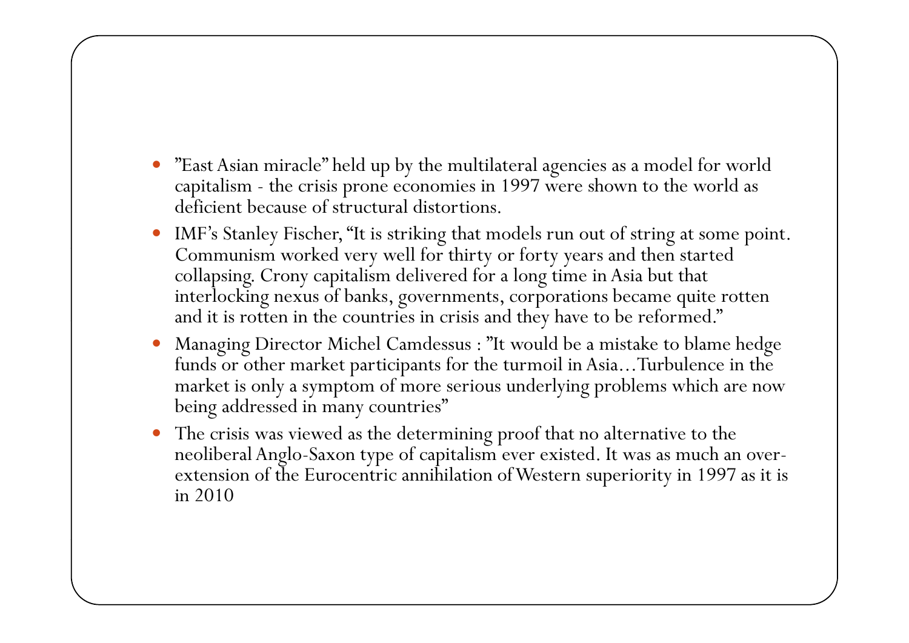- ”East Asian miracle” held up by the multilateral agencies as a model for world capitalism - the crisis prone economies in 1997 were shown to the world as deficient because of structural distortions.
- IMF’s Stanley Fischer, “It is striking that models run out of string at some point. Communism worked very well for thirty or forty years and then started collapsing. Crony capitalism delivered for a long time in Asia but that interlocking nexus of banks, governments, corporations became quite rotten and it is rotten in the countries in crisis and they have to be reformed.”
- Managing Director Michel Camdessus : ”It would be a mistake to blame hedge funds or other market participants for the turmoil in Asia…Turbulence in the market is only a symptom of more serious underlying problems which are now being addressed in many countries”
- The crisis was viewed as the determining proof that no alternative to the neoliberal Anglo-Saxon type of capitalism ever existed. It was as much an over-extension of the Eurocentric annihilation of Western superiority in 1997 as it is in 2010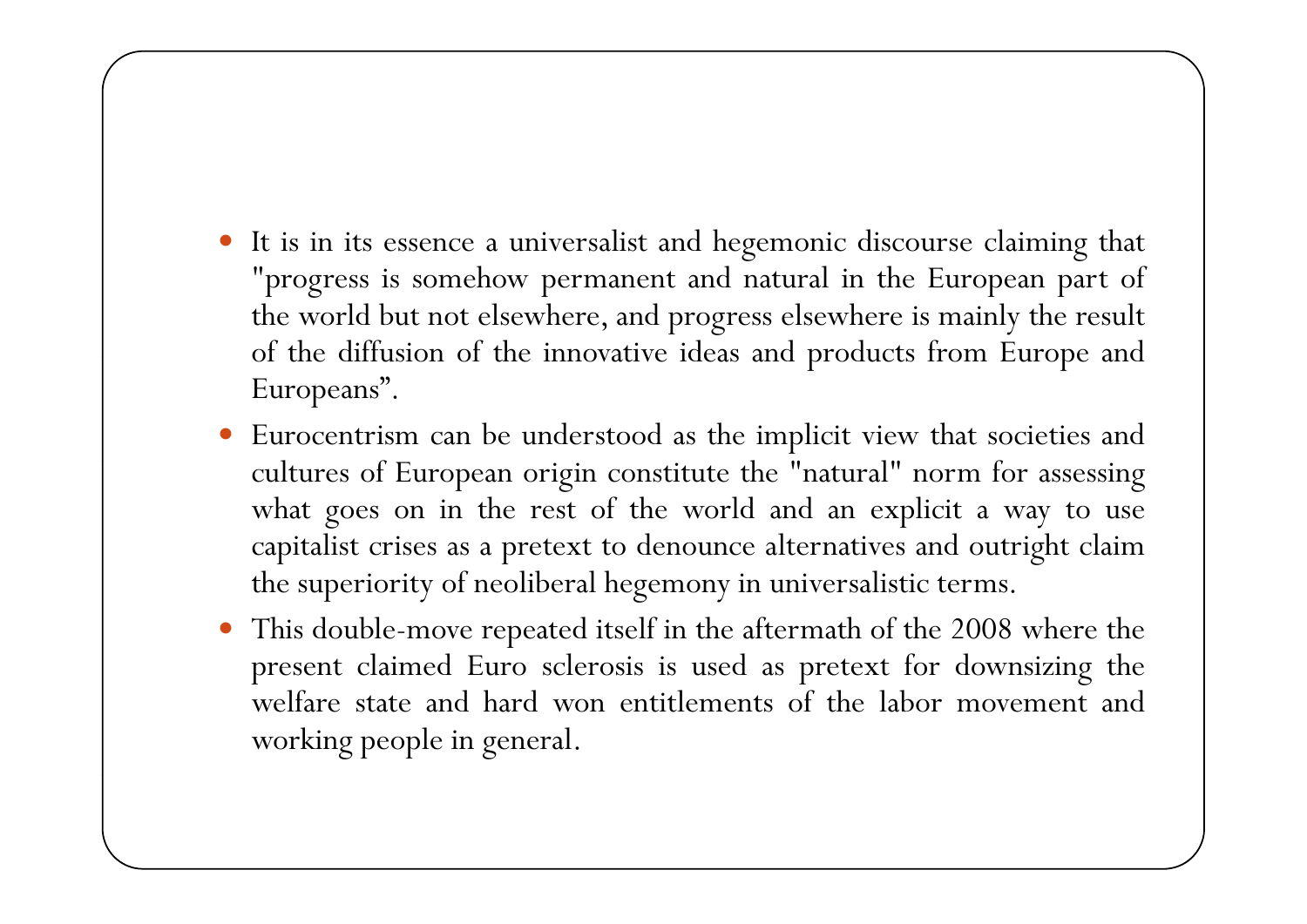- It is in its essence a universalist and hegemonic discourse claiming that "progress is somehow permanent and natural in the European part of the world but not elsewhere, and progress elsewhere is mainly the result of the diffusion of the innovative ideas and products from Europe and Europeans".
- Eurocentrism can be understood as the implicit view that societies and cultures of European origin constitute the "natural" norm for assessing what goes on in the rest of the world and an explicit a way to use capitalist crises as a pretext to denounce alternatives and outright claim the superiority of neoliberal hegemony in universalistic terms.
- This double-move repeated itself in the aftermath of the 2008 where the present claimed Euro sclerosis is used as pretext for downsizing the welfare state and hard won entitlements of the labor movement and working people in general.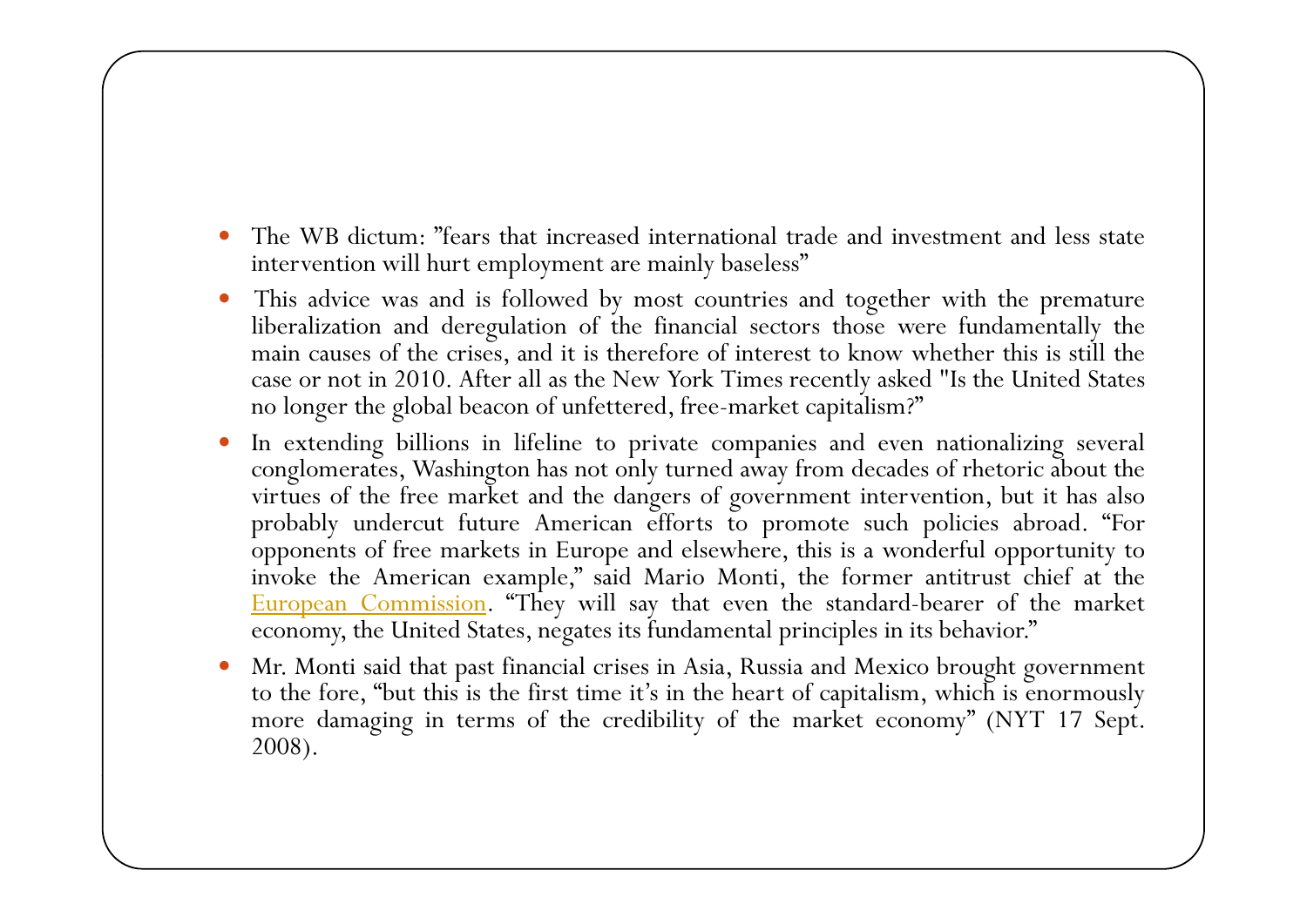- The WB dictum: ”fears that increased international trade and investment and less state intervention will hurt employment are mainly baseless”
- This advice was and is followed by most countries and together with the premature liberalization and deregulation of the financial sectors those were fundamentally the main causes of the crises, and it is therefore of interest to know whether this is still the case or not in 2010. After all as the New York Times recently asked "Is the United States no longer the global beacon of unfettered, free-market capitalism?”
- In extending billions in lifeline to private companies and even nationalizing several conglomerates, Washington has not only turned away from decades of rhetoric about the virtues of the free market and the dangers of government intervention, but it has also probably undercut future American efforts to promote such policies abroad. “For opponents of free markets in Europe and elsewhere, this is a wonderful opportunity to invoke the American example,” said Mario Monti, the former antitrust chief at the European Commission. “They will say that even the standard-bearer of the market economy, the United States, negates its fundamental principles in its behavior.”
- Mr. Monti said that past financial crises in Asia, Russia and Mexico brought government to the fore, “but this is the first time it’s in the heart of capitalism, which is enormously more damaging in terms of the credibility of the market economy” (NYT 17 Sept. 2008).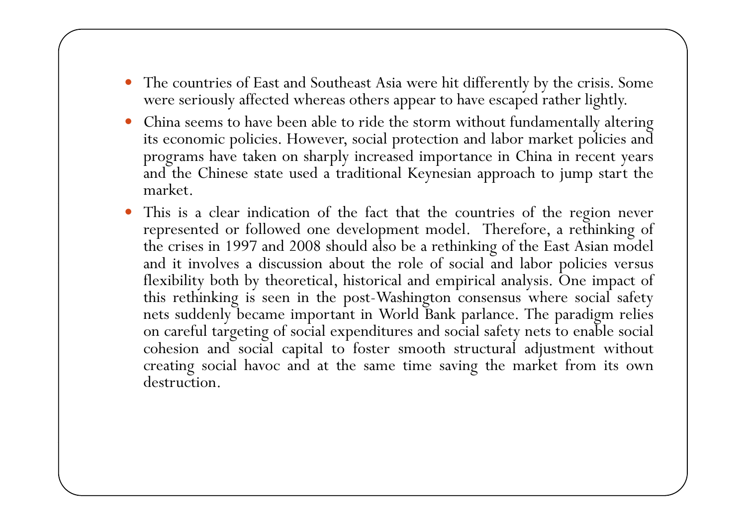- The countries of East and Southeast Asia were hit differently by the crisis. Some were seriously affected whereas others appear to have escaped rather lightly.
- China seems to have been able to ride the storm without fundamentally altering its economic policies. However, social protection and labor market policies and programs have taken on sharply increased importance in China in recent years and the Chinese state used a traditional Keynesian approach to jump start the market.
- This is a clear indication of the fact that the countries of the region never represented or followed one development model. Therefore, a rethinking of the crises in 1997 and 2008 should also be a rethinking of the East Asian model and it involves a discussion about the role of social and labor policies versus flexibility both by theoretical, historical and empirical analysis. One impact of this rethinking is seen in the post-Washington consensus where social safety nets suddenly became important in World Bank parlance. The paradigm relies on careful targeting of social expenditures and social safety nets to enable social cohesion and social capital to foster smooth structural adjustment without creating social havoc and at the same time saving the market from its own destruction.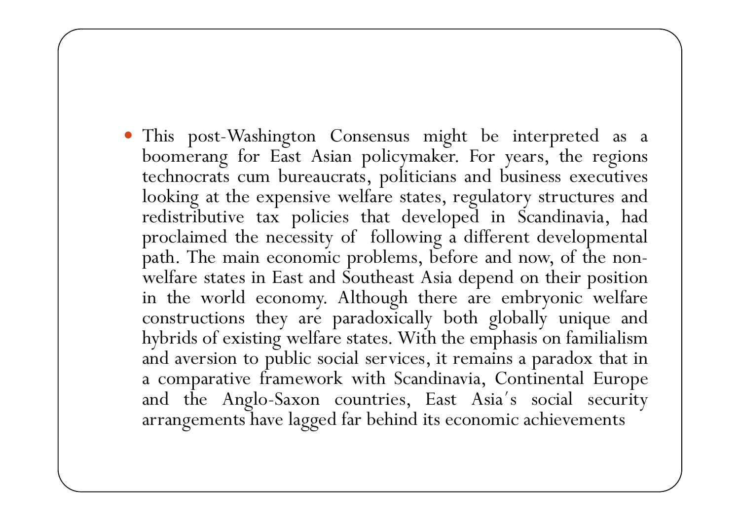- This post-Washington Consensus might be interpreted as a boomerang for East Asian policymaker. For years, the regions technocrats cum bureaucrats, politicians and business executives looking at the expensive welfare states, regulatory structures and redistributive tax policies that developed in Scandinavia, had proclaimed the necessity of following a different developmental path. The main economic problems, before and now, of the non-welfare states in East and Southeast Asia depend on their position in the world economy. Although there are embryonic welfare constructions they are paradoxically both globally unique and hybrids of existing welfare states. With the emphasis on familialism and aversion to public social services, it remains a paradox that in a comparative framework with Scandinavia, Continental Europe and the Anglo-Saxon countries, East Asia′s social security arrangements have lagged far behind its economic achievements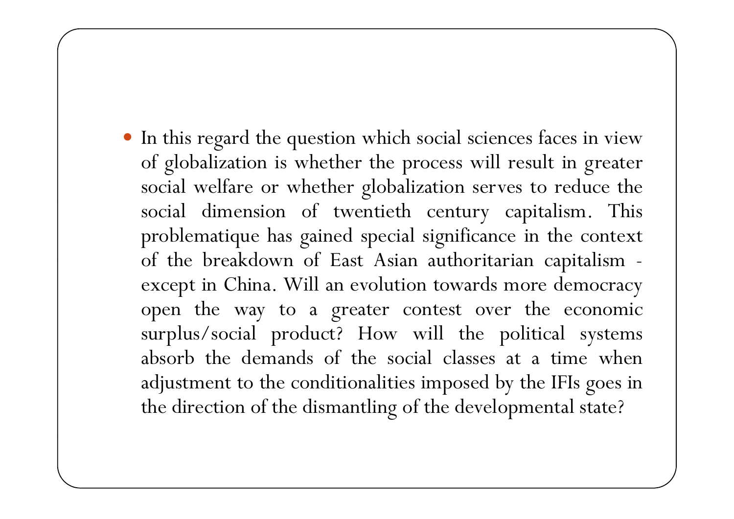- In this regard the question which social sciences faces in view of globalization is whether the process will result in greater social welfare or whether globalization serves to reduce the social dimension of twentieth century capitalism. This problematique has gained special significance in the context of the breakdown of East Asian authoritarian capitalism - except in China. Will an evolution towards more democracy open the way to a greater contest over the economic surplus/social product? How will the political systems absorb the demands of the social classes at a time when adjustment to the conditionalities imposed by the IFIs goes in the direction of the dismantling of the developmental state?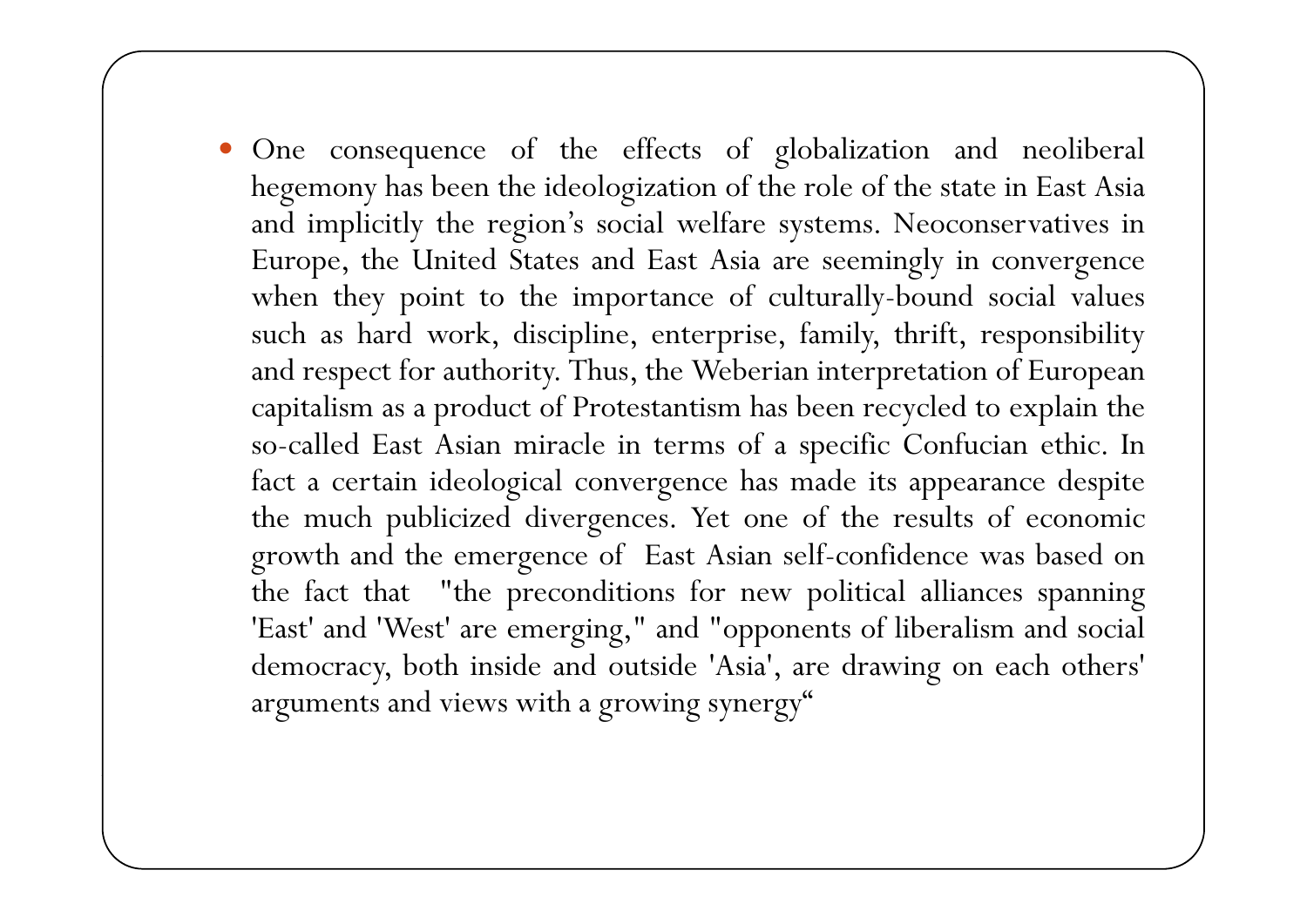- One consequence of the effects of globalization and neoliberal hegemony has been the ideologization of the role of the state in East Asia and implicitly the region's social welfare systems. Neoconservatives in Europe, the United States and East Asia are seemingly in convergence when they point to the importance of culturally-bound social values such as hard work, discipline, enterprise, family, thrift, responsibility and respect for authority. Thus, the Weberian interpretation of European capitalism as a product of Protestantism has been recycled to explain the so-called East Asian miracle in terms of a specific Confucian ethic. In fact a certain ideological convergence has made its appearance despite the much publicized divergences. Yet one of the results of economic growth and the emergence of East Asian self-confidence was based on the fact that "the preconditions for new political alliances spanning 'East' and 'West' are emerging," and "opponents of liberalism and social democracy, both inside and outside 'Asia', are drawing on each others' arguments and views with a growing synergy"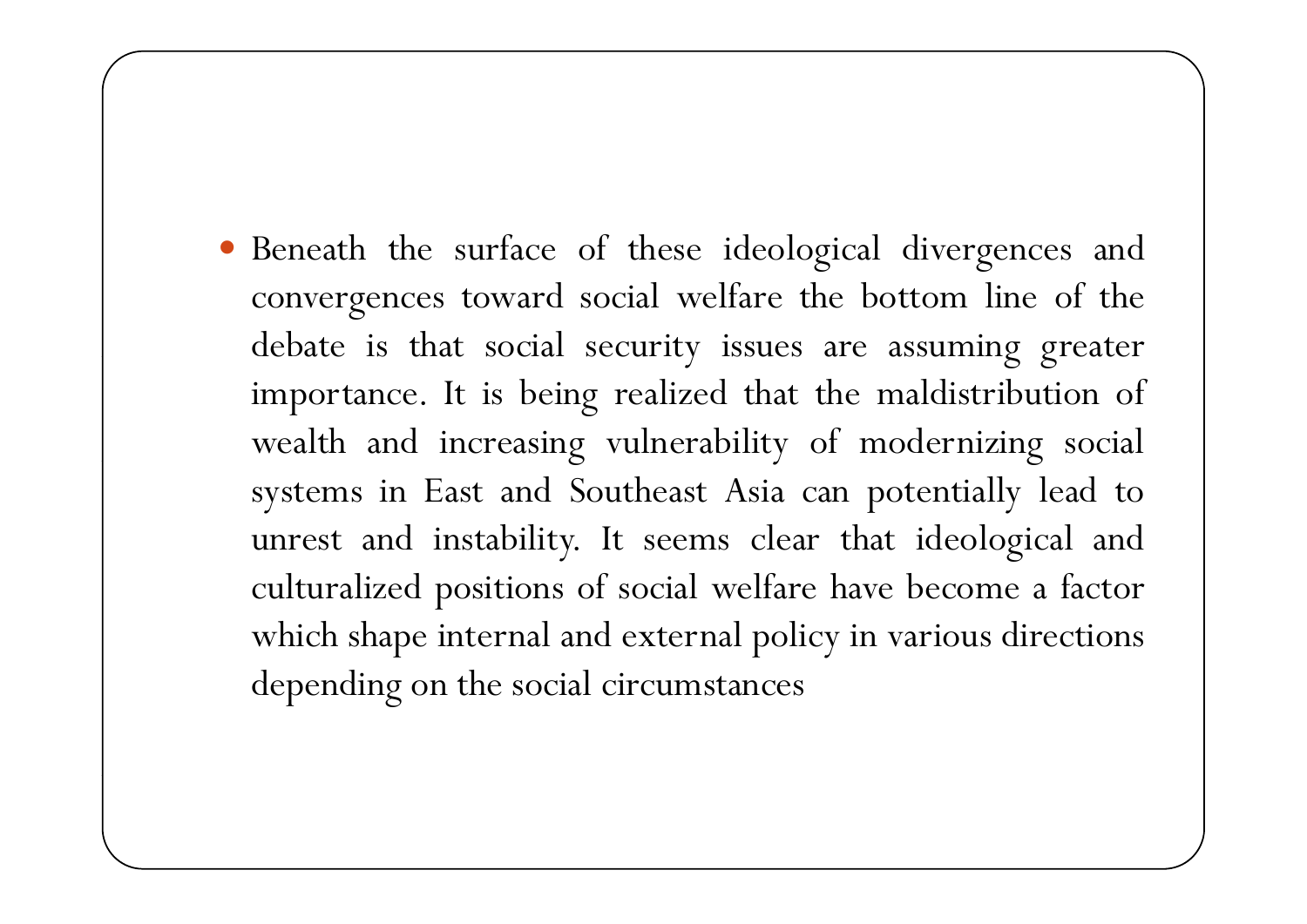- Beneath the surface of these ideological divergences and convergences toward social welfare the bottom line of the debate is that social security issues are assuming greater importance. It is being realized that the maldistribution of wealth and increasing vulnerability of modernizing social systems in East and Southeast Asia can potentially lead to unrest and instability. It seems clear that ideological and culturalized positions of social welfare have become a factor which shape internal and external policy in various directions depending on the social circumstances